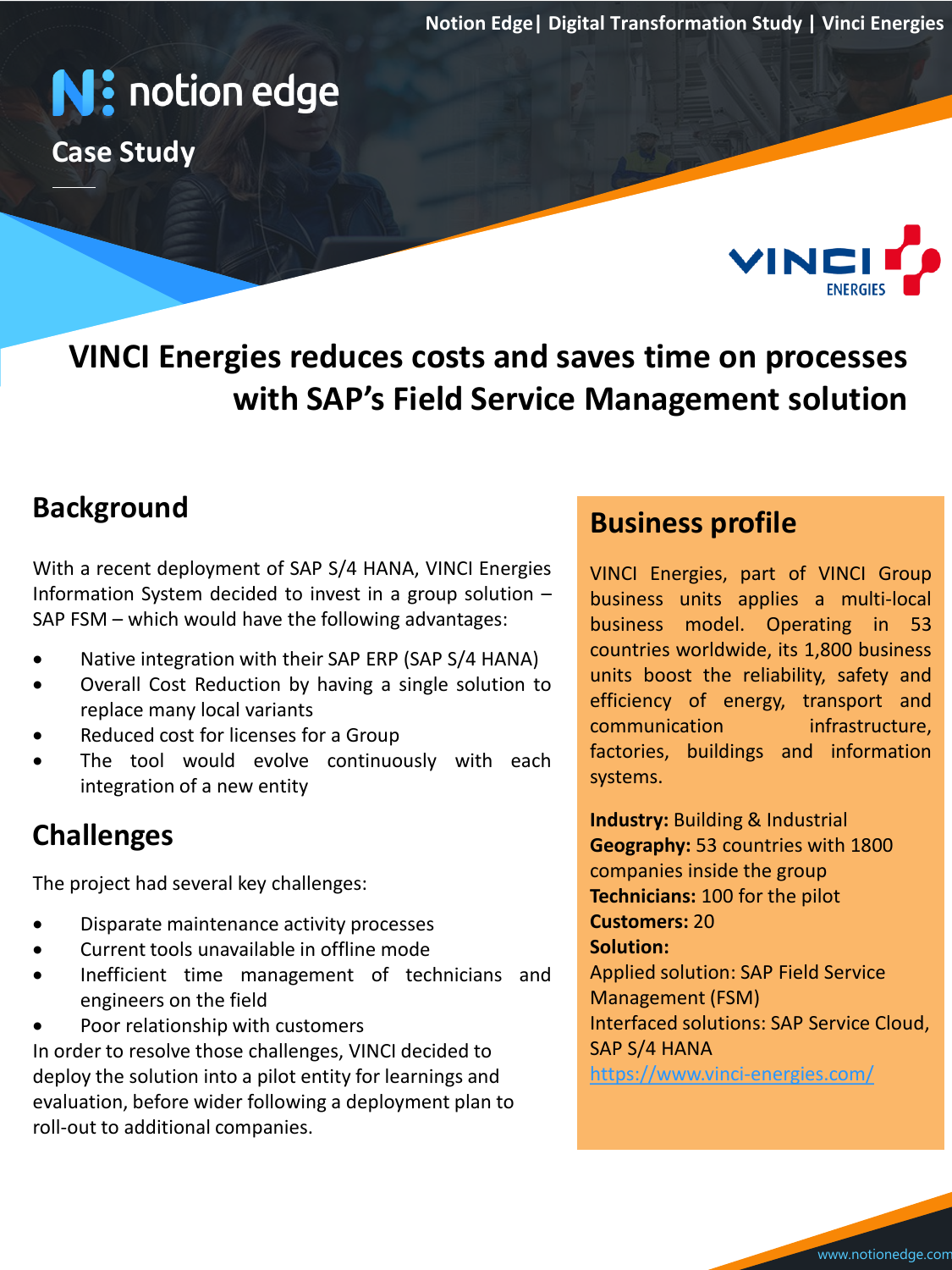# VINCI Energies reduces costs and saves time on processes with SAP's Field Service Management solution

## Background

With a recent deployment of SAP S/4 HANA, VINCI Energies Information System decided to invest in a group solution – SAP FSM – which would have the following advantages:

- Native integration with their SAP ERP (SAP S/4 HANA)
- Overall Cost Reduction by having a single solution to replace many local variants
- Reduced cost for licenses for a Group
- The tool would evolve continuously with each integration of a new entity

## Challenges

The project had several key challenges:

- Disparate maintenance activity processes
- Current tools unavailable in offline mode
- Inefficient time management of technicians and engineers on the field
- Poor relationship with customers

In order to resolve those challenges, VINCI decided to deploy the solution into a pilot entity for learnings and evaluation, before wider following a deployment plan to roll-out to additional companies.

## Business profile

VINCI Energies, part of VINCI Group business units applies a multi-local business model. Operating in 53 countries worldwide, its 1,800 business units boost the reliability, safety and efficiency of energy, transport and communication infrastructure, factories, buildings and information systems.

**Industry:** Building & Industrial
**Geography:** 53 countries with 1800 companies inside the group
**Technicians:** 100 for the pilot
**Customers:** 20
**Solution:**
Applied solution: SAP Field Service Management (FSM)
Interfaced solutions: SAP Service Cloud, SAP S/4 HANA
https://www.vinci-energies.com/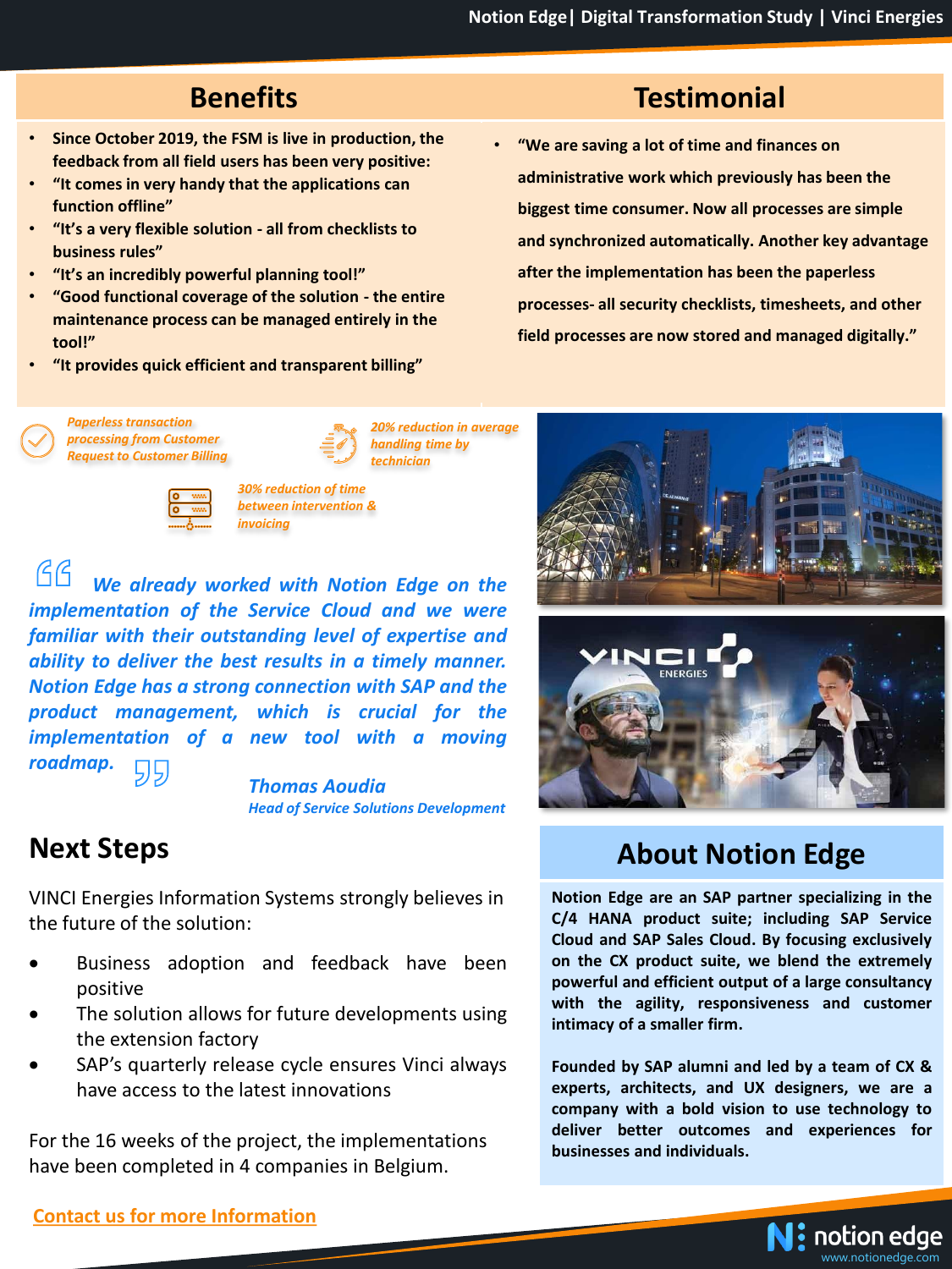## Benefits

- Since October 2019, the FSM is live in production, the feedback from all field users has been very positive:
- "It comes in very handy that the applications can function offline"
- "It's a very flexible solution - all from checklists to business rules"
- "It's an incredibly powerful planning tool!"
- "Good functional coverage of the solution - the entire maintenance process can be managed entirely in the tool!"
- "It provides quick efficient and transparent billing"

## Testimonial

- "We are saving a lot of time and finances on administrative work which previously has been the biggest time consumer. Now all processes are simple and synchronized automatically. Another key advantage after the implementation has been the paperless processes- all security checklists, timesheets, and other field processes are now stored and managed digitally."

*Paperless transaction processing from Customer Request to Customer Billing*

*20% reduction in average handling time by technician*

*30% reduction of time between intervention & invoicing*

> *We already worked with Notion Edge on the implementation of the Service Cloud and we were familiar with their outstanding level of expertise and ability to deliver the best results in a timely manner. Notion Edge has a strong connection with SAP and the product management, which is crucial for the implementation of a new tool with a moving roadmap.*

***Thomas Aoudia***
*Head of Service Solutions Development*

## Next Steps

VINCI Energies Information Systems strongly believes in the future of the solution:

- Business adoption and feedback have been positive
- The solution allows for future developments using the extension factory
- SAP's quarterly release cycle ensures Vinci always have access to the latest innovations

For the 16 weeks of the project, the implementations have been completed in 4 companies in Belgium.

## About Notion Edge

**Notion Edge are an SAP partner specializing in the C/4 HANA product suite; including SAP Service Cloud and SAP Sales Cloud. By focusing exclusively on the CX product suite, we blend the extremely powerful and efficient output of a large consultancy with the agility, responsiveness and customer intimacy of a smaller firm.**

**Founded by SAP alumni and led by a team of CX & experts, architects, and UX designers, we are a company with a bold vision to use technology to deliver better outcomes and experiences for businesses and individuals.**

Contact us for more Information

notion edge
www.notionedge.com